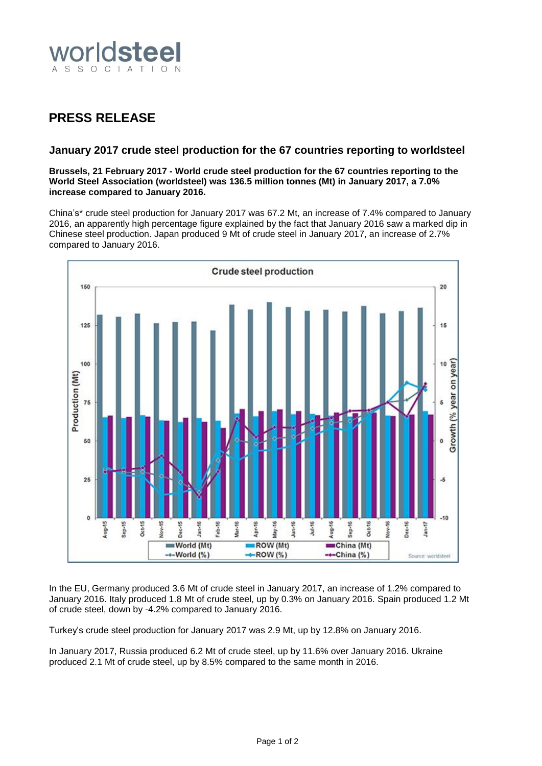# PRESS RELEASE

## January 2017 crude steel production for the 67 countries reporting to worldsteel

**Brussels, 21 February 2017 - World crude steel production for the 67 countries reporting to the World Steel Association (worldsteel) was 136.5 million tonnes (Mt) in January 2017, a 7.0% increase compared to January 2016.**

China's* crude steel production for January 2017 was 67.2 Mt, an increase of 7.4% compared to January 2016, an apparently high percentage figure explained by the fact that January 2016 saw a marked dip in Chinese steel production. Japan produced 9 Mt of crude steel in January 2017, an increase of 2.7% compared to January 2016.

In the EU, Germany produced 3.6 Mt of crude steel in January 2017, an increase of 1.2% compared to January 2016. Italy produced 1.8 Mt of crude steel, up by 0.3% on January 2016. Spain produced 1.2 Mt of crude steel, down by -4.2% compared to January 2016.

Turkey's crude steel production for January 2017 was 2.9 Mt, up by 12.8% on January 2016.

In January 2017, Russia produced 6.2 Mt of crude steel, up by 11.6% over January 2016. Ukraine produced 2.1 Mt of crude steel, up by 8.5% compared to the same month in 2016.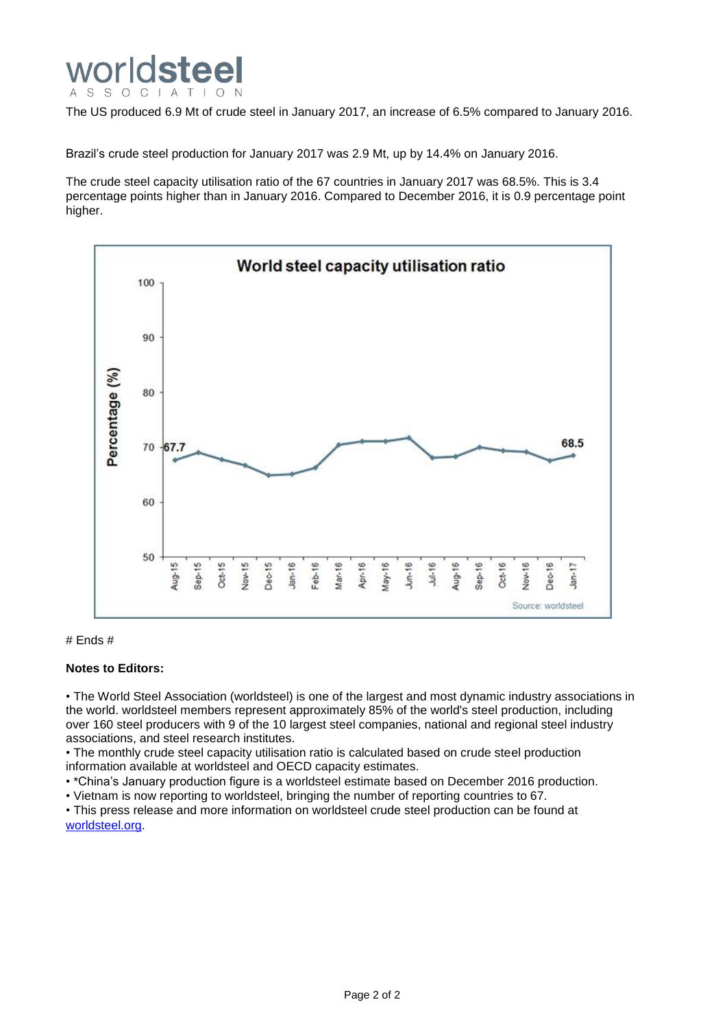The US produced 6.9 Mt of crude steel in January 2017, an increase of 6.5% compared to January 2016.

Brazil's crude steel production for January 2017 was 2.9 Mt, up by 14.4% on January 2016.

The crude steel capacity utilisation ratio of the 67 countries in January 2017 was 68.5%. This is 3.4 percentage points higher than in January 2016. Compared to December 2016, it is 0.9 percentage point higher.

World steel capacity utilisation ratio

Percentage (%)

100
90
80
70
60
50

67.7

68.5

Aug-15 Sep-15 Oct-15 Nov-15 Dec-15 Jan-16 Feb-16 Mar-16 Apr-16 May-16 Jun-16 Jul-16 Aug-16 Sep-16 Oct-16 Nov-16 Dec-16 Jan-17

Source: worldsteel

# Ends #

**Notes to Editors:**

- The World Steel Association (worldsteel) is one of the largest and most dynamic industry associations in the world. worldsteel members represent approximately 85% of the world's steel production, including over 160 steel producers with 9 of the 10 largest steel companies, national and regional steel industry associations, and steel research institutes.
- The monthly crude steel capacity utilisation ratio is calculated based on crude steel production information available at worldsteel and OECD capacity estimates.
- *China's January production figure is a worldsteel estimate based on December 2016 production.
- Vietnam is now reporting to worldsteel, bringing the number of reporting countries to 67.
- This press release and more information on worldsteel crude steel production can be found at [worldsteel.org](worldsteel.org).